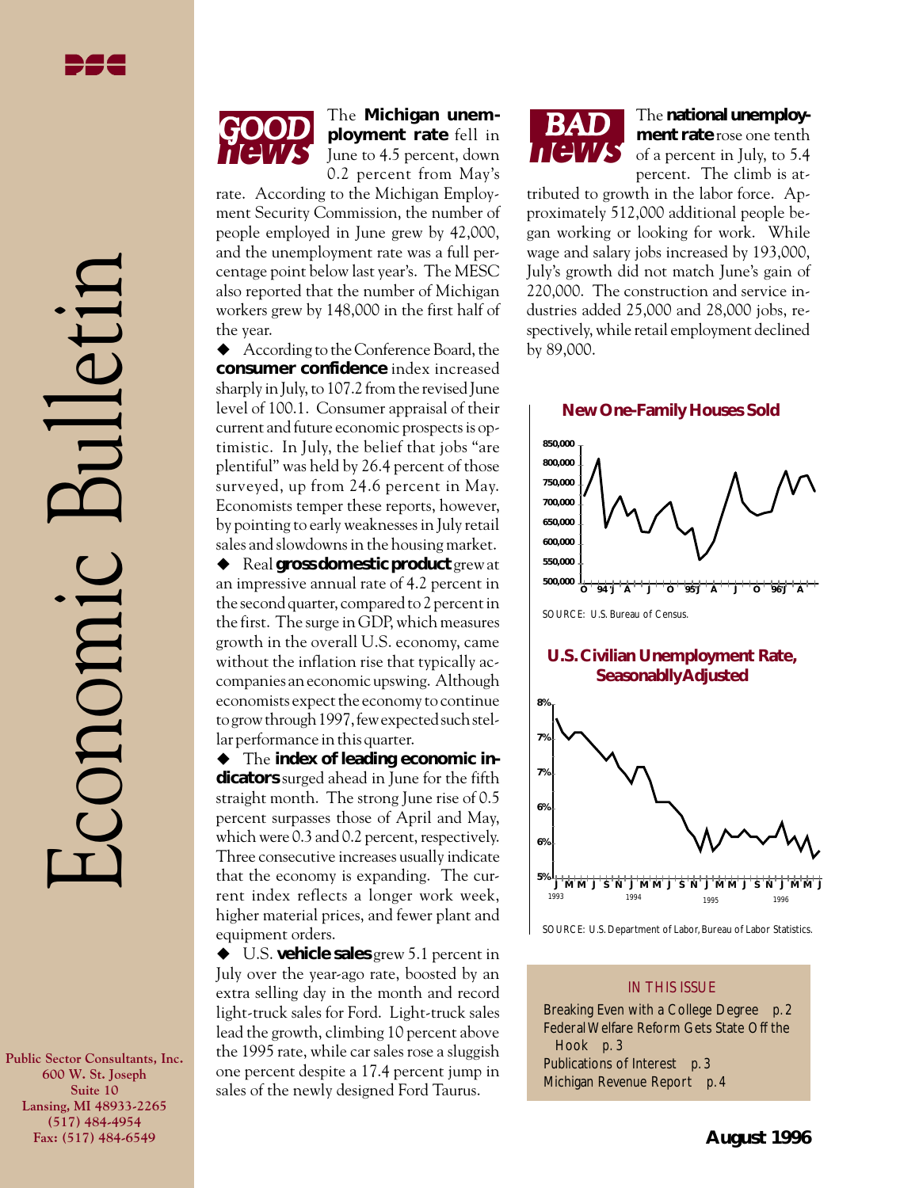# Economic Bulletin

**August 1996**

## GOOD news

The **Michigan unemployment rate** fell in June to 4.5 percent, down 0.2 percent from May's rate. According to the Michigan Employment Security Commission, the number of people employed in June grew by 42,000, and the unemployment rate was a full percentage point below last year's. The MESC also reported that the number of Michigan workers grew by 148,000 in the first half of the year.

◆ According to the Conference Board, the **consumer confidence** index increased sharply in July, to 107.2 from the revised June level of 100.1. Consumer appraisal of their current and future economic prospects is optimistic. In July, the belief that jobs "are plentiful" was held by 26.4 percent of those surveyed, up from 24.6 percent in May. Economists temper these reports, however, by pointing to early weaknesses in July retail sales and slowdowns in the housing market.

◆ Real **gross domestic product** grew at an impressive annual rate of 4.2 percent in the second quarter, compared to 2 percent in the first. The surge in GDP, which measures growth in the overall U.S. economy, came without the inflation rise that typically accompanies an economic upswing. Although economists expect the economy to continue to grow through 1997, few expected such stellar performance in this quarter.

◆ The **index of leading economic indicators** surged ahead in June for the fifth straight month. The strong June rise of 0.5 percent surpasses those of April and May, which were 0.3 and 0.2 percent, respectively. Three consecutive increases usually indicate that the economy is expanding. The current index reflects a longer work week, higher material prices, and fewer plant and equipment orders.

◆ U.S. **vehicle sales** grew 5.1 percent in July over the year-ago rate, boosted by an extra selling day in the month and record light-truck sales for Ford. Light-truck sales lead the growth, climbing 10 percent above the 1995 rate, while car sales rose a sluggish one percent despite a 17.4 percent jump in sales of the newly designed Ford Taurus.

## BAD news

The **national unemployment rate** rose one tenth of a percent in July, to 5.4 percent. The climb is attributed to growth in the labor force. Approximately 512,000 additional people began working or looking for work. While wage and salary jobs increased by 193,000, July's growth did not match June's gain of 220,000. The construction and service industries added 25,000 and 28,000 jobs, respectively, while retail employment declined by 89,000.

**New One-Family Houses Sold**

SOURCE: U.S. Bureau of Census.

**U.S. Civilian Unemployment Rate, Seasonablly Adjusted**

SOURCE: U.S. Department of Labor, Bureau of Labor Statistics.

### IN THIS ISSUE

- Breaking Even with a College Degree p. 2
- Federal Welfare Reform Gets State Off the Hook p. 3
- Publications of Interest p. 3
- Michigan Revenue Report p. 4

**Public Sector Consultants, Inc.**
600 W. St. Joseph
Suite 10
Lansing, MI 48933-2265
(517) 484-4954
Fax: (517) 484-6549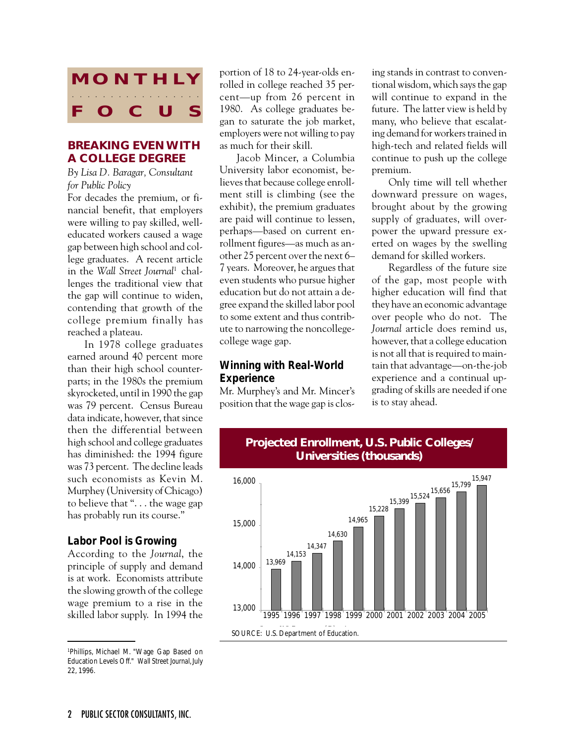# MONTHLY FOCUS

## BREAKING EVEN WITH A COLLEGE DEGREE

*By Lisa D. Baragar, Consultant for Public Policy*

For decades the premium, or financial benefit, that employers were willing to pay skilled, well-educated workers caused a wage gap between high school and college graduates. A recent article in the *Wall Street Journal*[1] challenges the traditional view that the gap will continue to widen, contending that growth of the college premium finally has reached a plateau.

In 1978 college graduates earned around 40 percent more than their high school counterparts; in the 1980s the premium skyrocketed, until in 1990 the gap was 79 percent. Census Bureau data indicate, however, that since then the differential between high school and college graduates has diminished: the 1994 figure was 73 percent. The decline leads such economists as Kevin M. Murphey (University of Chicago) to believe that ". . . the wage gap has probably run its course."

### Labor Pool is Growing

According to the *Journal*, the principle of supply and demand is at work. Economists attribute the slowing growth of the college wage premium to a rise in the skilled labor supply. In 1994 the portion of 18 to 24-year-olds enrolled in college reached 35 percent—up from 26 percent in 1980. As college graduates began to saturate the job market, employers were not willing to pay as much for their skill.

Jacob Mincer, a Columbia University labor economist, believes that because college enrollment still is climbing (see the exhibit), the premium graduates are paid will continue to lessen, perhaps—based on current enrollment figures—as much as another 25 percent over the next 6–7 years. Moreover, he argues that even students who pursue higher education but do not attain a degree expand the skilled labor pool to some extent and thus contribute to narrowing the noncollege-college wage gap.

### Winning with Real-World Experience

Mr. Murphey's and Mr. Mincer's position that the wage gap is closing stands in contrast to conventional wisdom, which says the gap will continue to expand in the future. The latter view is held by many, who believe that escalating demand for workers trained in high-tech and related fields will continue to push up the college premium.

Only time will tell whether downward pressure on wages, brought about by the growing supply of graduates, will overpower the upward pressure exerted on wages by the swelling demand for skilled workers.

Regardless of the future size of the gap, most people with higher education will find that they have an economic advantage over people who do not. The *Journal* article does remind us, however, that a college education is not all that is required to maintain that advantage—on-the-job experience and a continual upgrading of skills are needed if one is to stay ahead.

**Projected Enrollment, U.S. Public Colleges/ Universities (thousands)**

| Year | Enrollment |
|---|---|
| 1995 | 13,969 |
| 1996 | 14,153 |
| 1997 | 14,347 |
| 1998 | 14,630 |
| 1999 | 14,965 |
| 2000 | 15,228 |
| 2001 | 15,399 |
| 2002 | 15,524 |
| 2003 | 15,656 |
| 2004 | 15,799 |
| 2005 | 15,947 |

SOURCE: U.S. Department of Education.

---

[1] Phillips, Michael M. "Wage Gap Based on Education Levels Off." *Wall Street Journal*, July 22, 1996.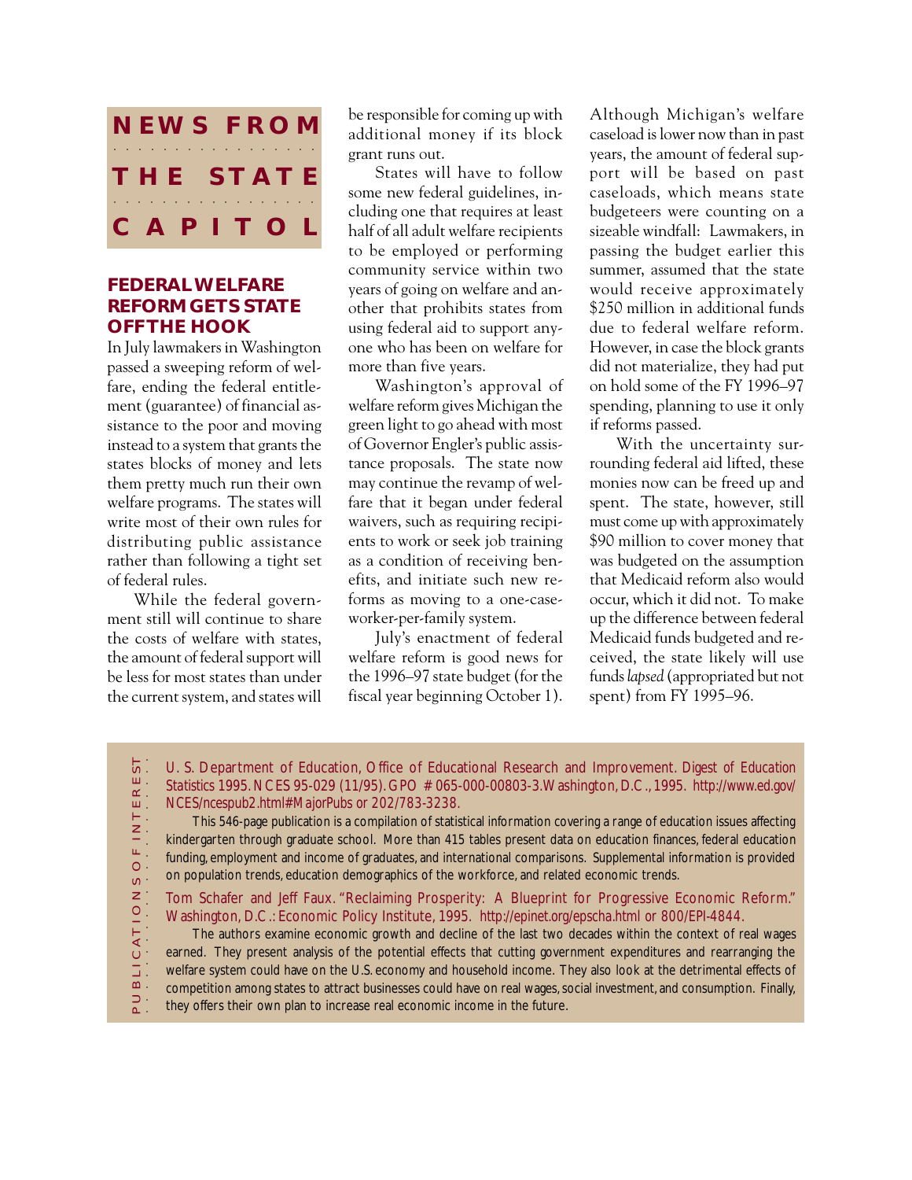## NEWS FROM THE STATE CAPITOL

### FEDERAL WELFARE REFORM GETS STATE OFF THE HOOK

In July lawmakers in Washington passed a sweeping reform of welfare, ending the federal entitlement (guarantee) of financial assistance to the poor and moving instead to a system that grants the states blocks of money and lets them pretty much run their own welfare programs. The states will write most of their own rules for distributing public assistance rather than following a tight set of federal rules.

While the federal government still will continue to share the costs of welfare with states, the amount of federal support will be less for most states than under the current system, and states will be responsible for coming up with additional money if its block grant runs out.

States will have to follow some new federal guidelines, including one that requires at least half of all adult welfare recipients to be employed or performing community service within two years of going on welfare and another that prohibits states from using federal aid to support anyone who has been on welfare for more than five years.

Washington's approval of welfare reform gives Michigan the green light to go ahead with most of Governor Engler's public assistance proposals. The state now may continue the revamp of welfare that it began under federal waivers, such as requiring recipients to work or seek job training as a condition of receiving benefits, and initiate such new reforms as moving to a one-caseworker-per-family system.

July's enactment of federal welfare reform is good news for the 1996–97 state budget (for the fiscal year beginning October 1). Although Michigan's welfare caseload is lower now than in past years, the amount of federal support will be based on past caseloads, which means state budgeteers were counting on a sizeable windfall: Lawmakers, in passing the budget earlier this summer, assumed that the state would receive approximately $250 million in additional funds due to federal welfare reform. However, in case the block grants did not materialize, they had put on hold some of the FY 1996–97 spending, planning to use it only if reforms passed.

With the uncertainty surrounding federal aid lifted, these monies now can be freed up and spent. The state, however, still must come up with approximately $90 million to cover money that was budgeted on the assumption that Medicaid reform also would occur, which it did not. To make up the difference between federal Medicaid funds budgeted and received, the state likely will use funds *lapsed* (appropriated but not spent) from FY 1995–96.

## PUBLICATIONS OF INTEREST

U. S. Department of Education, Office of Educational Research and Improvement. Digest of Education Statistics 1995. NCES 95-029 (11/95). GPO # 065-000-00803-3. Washington, D.C., 1995. http://www.ed.gov/NCES/ncespub2.html#MajorPubs or 202/783-3238.

This 546-page publication is a compilation of statistical information covering a range of education issues affecting kindergarten through graduate school. More than 415 tables present data on education finances, federal education funding, employment and income of graduates, and international comparisons. Supplemental information is provided on population trends, education demographics of the workforce, and related economic trends.

Tom Schafer and Jeff Faux. "Reclaiming Prosperity: A Blueprint for Progressive Economic Reform." Washington, D.C.: Economic Policy Institute, 1995. http://epinet.org/epscha.html or 800/EPI-4844.

The authors examine economic growth and decline of the last two decades within the context of real wages earned. They present analysis of the potential effects that cutting government expenditures and rearranging the welfare system could have on the U.S. economy and household income. They also look at the detrimental effects of competition among states to attract businesses could have on real wages, social investment, and consumption. Finally, they offers their own plan to increase real economic income in the future.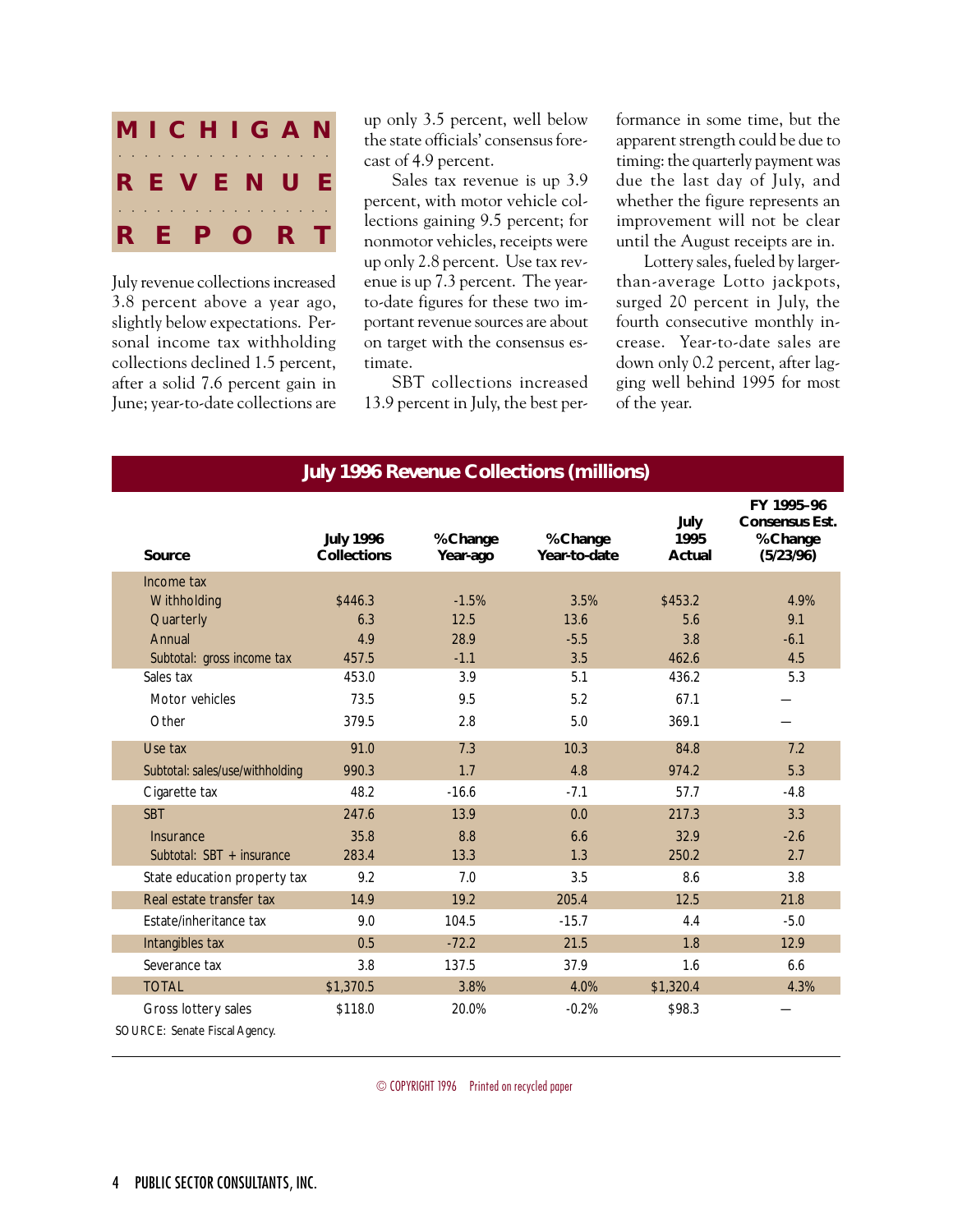# MICHIGAN REVENUE REPORT

July revenue collections increased 3.8 percent above a year ago, slightly below expectations. Personal income tax withholding collections declined 1.5 percent, after a solid 7.6 percent gain in June; year-to-date collections are up only 3.5 percent, well below the state officials' consensus forecast of 4.9 percent.

Sales tax revenue is up 3.9 percent, with motor vehicle collections gaining 9.5 percent; for nonmotor vehicles, receipts were up only 2.8 percent. Use tax revenue is up 7.3 percent. The year-to-date figures for these two important revenue sources are about on target with the consensus estimate.

SBT collections increased 13.9 percent in July, the best performance in some time, but the apparent strength could be due to timing: the quarterly payment was due the last day of July, and whether the figure represents an improvement will not be clear until the August receipts are in.

Lottery sales, fueled by larger-than-average Lotto jackpots, surged 20 percent in July, the fourth consecutive monthly increase. Year-to-date sales are down only 0.2 percent, after lagging well behind 1995 for most of the year.

## July 1996 Revenue Collections (millions)

| Source | July 1996 Collections | %Change Year-ago | %Change Year-to-date | July 1995 Actual | FY 1995–96 Consensus Est. %Change (5/23/96) |
|---|---|---|---|---|---|
| Income tax | | | | | |
| Withholding | $446.3 | -1.5% | 3.5% | $453.2 | 4.9% |
| Quarterly | 6.3 | 12.5 | 13.6 | 5.6 | 9.1 |
| Annual | 4.9 | 28.9 | -5.5 | 3.8 | -6.1 |
| Subtotal: gross income tax | 457.5 | -1.1 | 3.5 | 462.6 | 4.5 |
| Sales tax | 453.0 | 3.9 | 5.1 | 436.2 | 5.3 |
| Motor vehicles | 73.5 | 9.5 | 5.2 | 67.1 | — |
| Other | 379.5 | 2.8 | 5.0 | 369.1 | — |
| Use tax | 91.0 | 7.3 | 10.3 | 84.8 | 7.2 |
| Subtotal: sales/use/withholding | 990.3 | 1.7 | 4.8 | 974.2 | 5.3 |
| Cigarette tax | 48.2 | -16.6 | -7.1 | 57.7 | -4.8 |
| SBT | 247.6 | 13.9 | 0.0 | 217.3 | 3.3 |
| Insurance | 35.8 | 8.8 | 6.6 | 32.9 | -2.6 |
| Subtotal: SBT + insurance | 283.4 | 13.3 | 1.3 | 250.2 | 2.7 |
| State education property tax | 9.2 | 7.0 | 3.5 | 8.6 | 3.8 |
| Real estate transfer tax | 14.9 | 19.2 | 205.4 | 12.5 | 21.8 |
| Estate/inheritance tax | 9.0 | 104.5 | -15.7 | 4.4 | -5.0 |
| Intangibles tax | 0.5 | -72.2 | 21.5 | 1.8 | 12.9 |
| Severance tax | 3.8 | 137.5 | 37.9 | 1.6 | 6.6 |
| TOTAL | $1,370.5 | 3.8% | 4.0% | $1,320.4 | 4.3% |
| Gross lottery sales | $118.0 | 20.0% | -0.2% | $98.3 | — |

SOURCE: Senate Fiscal Agency.

© COPYRIGHT 1996 Printed on recycled paper